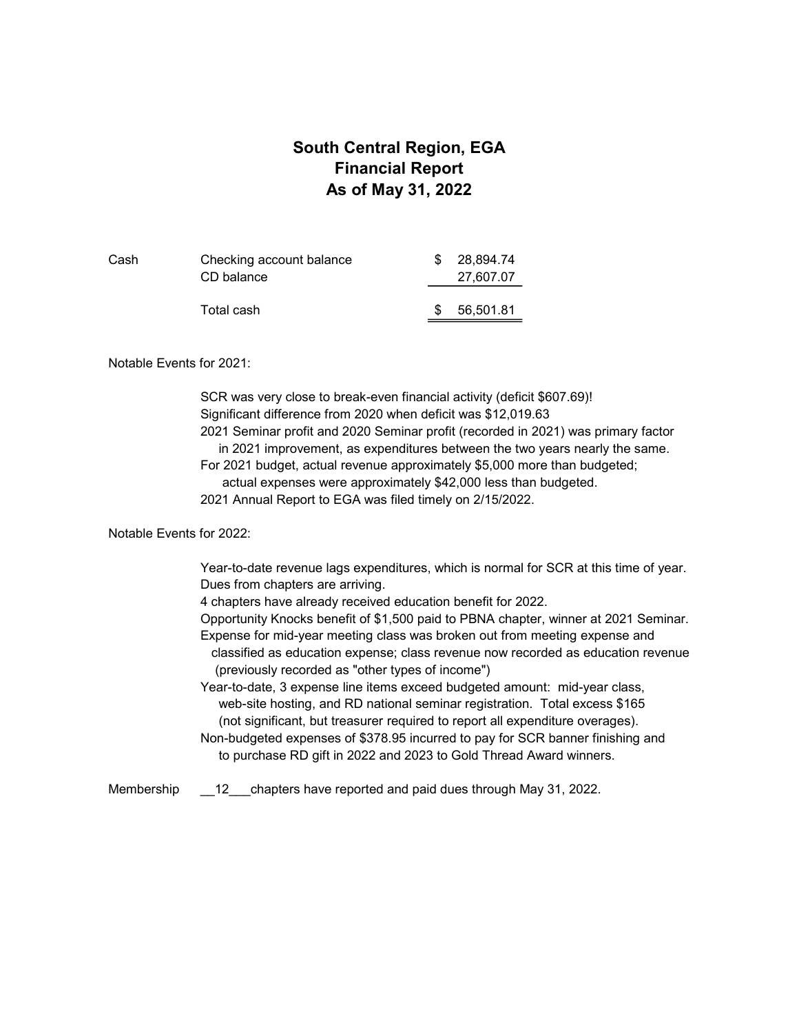# South Central Region, EGA
# Financial Report
# As of May 31, 2022

| | | | |
|---|---|---|---|
| Cash | Checking account balance | $ | 28,894.74 |
| | CD balance | | 27,607.07 |
| | Total cash | $ | 56,501.81 |

Notable Events for 2021:

SCR was very close to break-even financial activity (deficit $607.69)!
Significant difference from 2020 when deficit was $12,019.63
2021 Seminar profit and 2020 Seminar profit (recorded in 2021) was primary factor in 2021 improvement, as expenditures between the two years nearly the same.
For 2021 budget, actual revenue approximately $5,000 more than budgeted; actual expenses were approximately $42,000 less than budgeted.
2021 Annual Report to EGA was filed timely on 2/15/2022.

Notable Events for 2022:

Year-to-date revenue lags expenditures, which is normal for SCR at this time of year.
Dues from chapters are arriving.
4 chapters have already received education benefit for 2022.
Opportunity Knocks benefit of $1,500 paid to PBNA chapter, winner at 2021 Seminar.
Expense for mid-year meeting class was broken out from meeting expense and classified as education expense; class revenue now recorded as education revenue (previously recorded as "other types of income")
Year-to-date, 3 expense line items exceed budgeted amount: mid-year class, web-site hosting, and RD national seminar registration. Total excess $165 (not significant, but treasurer required to report all expenditure overages).
Non-budgeted expenses of $378.95 incurred to pay for SCR banner finishing and to purchase RD gift in 2022 and 2023 to Gold Thread Award winners.

Membership __12___chapters have reported and paid dues through May 31, 2022.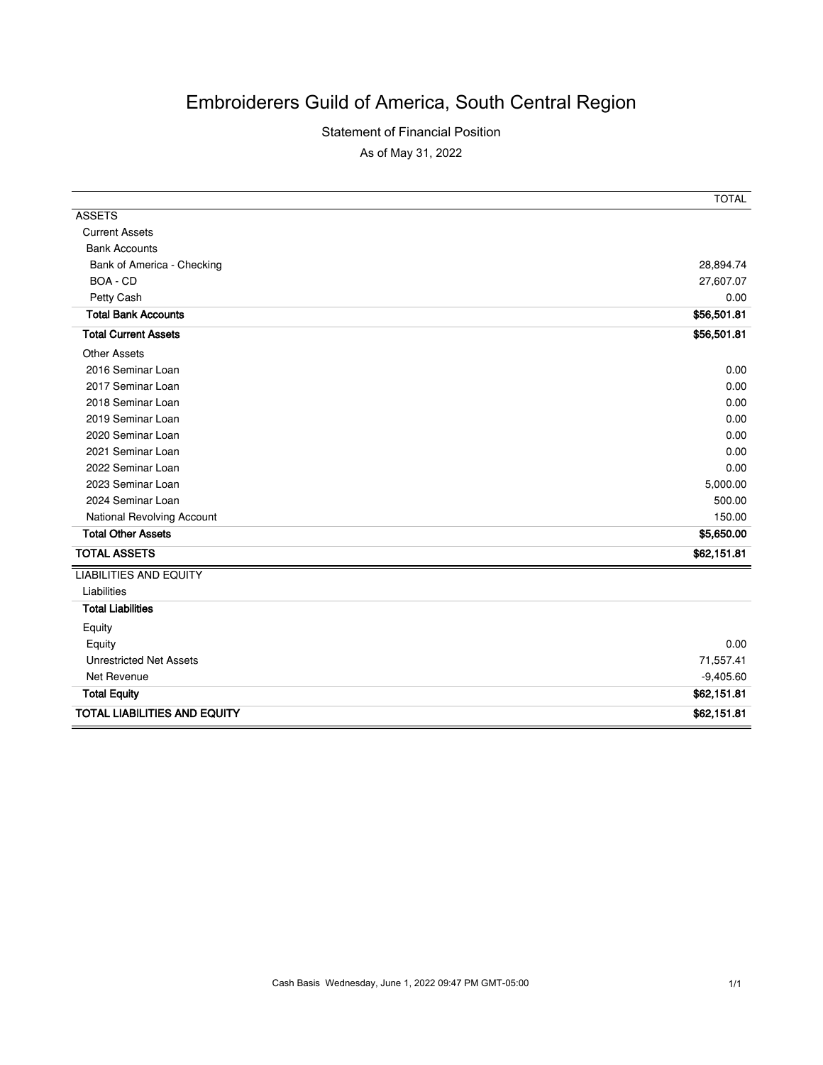# Embroiderers Guild of America, South Central Region

Statement of Financial Position

As of May 31, 2022

| | TOTAL |
|---|---|
| ASSETS | |
| Current Assets | |
| Bank Accounts | |
| Bank of America - Checking | 28,894.74 |
| BOA - CD | 27,607.07 |
| Petty Cash | 0.00 |
| **Total Bank Accounts** | **$56,501.81** |
| **Total Current Assets** | **$56,501.81** |
| Other Assets | |
| 2016 Seminar Loan | 0.00 |
| 2017 Seminar Loan | 0.00 |
| 2018 Seminar Loan | 0.00 |
| 2019 Seminar Loan | 0.00 |
| 2020 Seminar Loan | 0.00 |
| 2021 Seminar Loan | 0.00 |
| 2022 Seminar Loan | 0.00 |
| 2023 Seminar Loan | 5,000.00 |
| 2024 Seminar Loan | 500.00 |
| National Revolving Account | 150.00 |
| **Total Other Assets** | **$5,650.00** |
| **TOTAL ASSETS** | **$62,151.81** |
| LIABILITIES AND EQUITY | |
| Liabilities | |
| **Total Liabilities** | |
| Equity | |
| Equity | 0.00 |
| Unrestricted Net Assets | 71,557.41 |
| Net Revenue | -9,405.60 |
| **Total Equity** | **$62,151.81** |
| **TOTAL LIABILITIES AND EQUITY** | **$62,151.81** |

Cash Basis Wednesday, June 1, 2022 09:47 PM GMT-05:00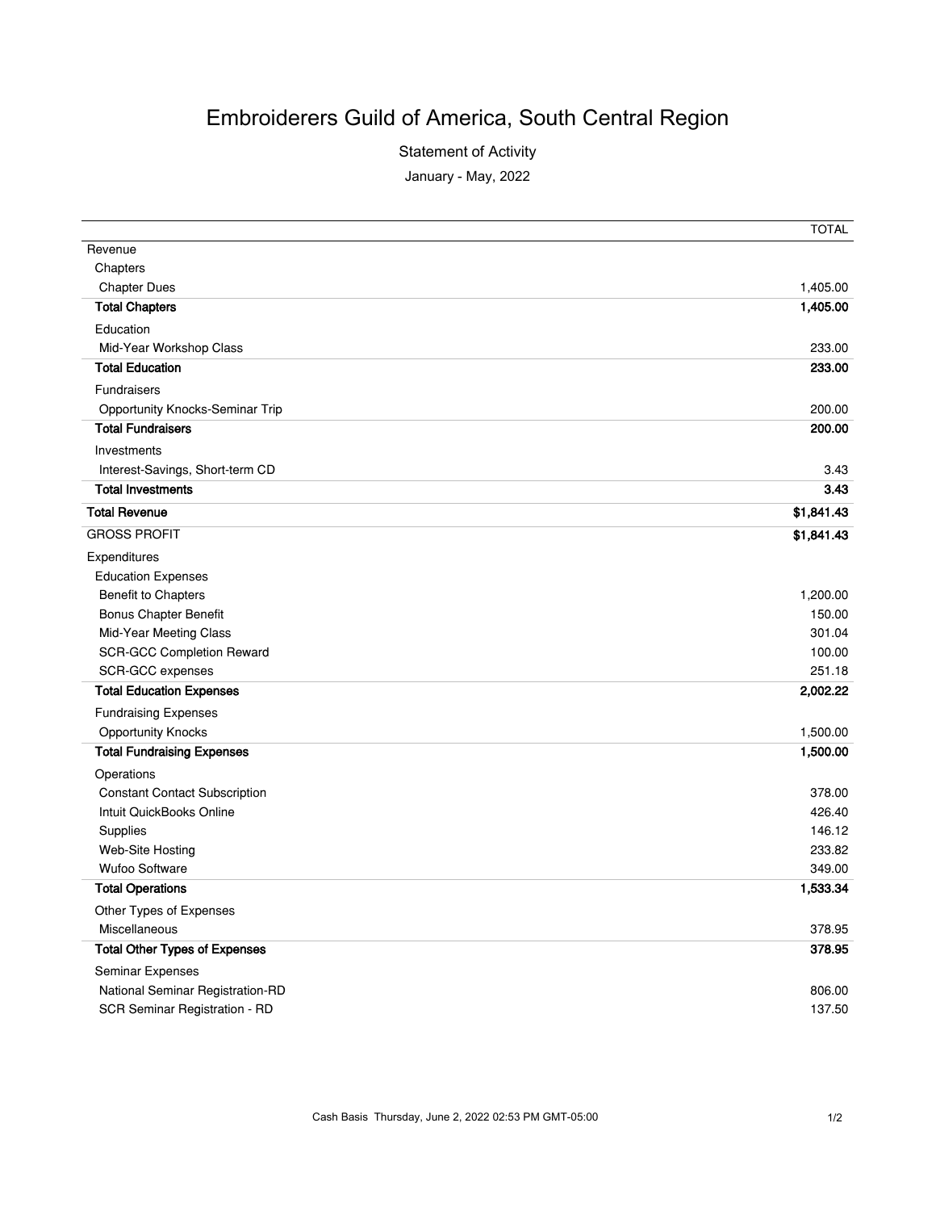# Embroiderers Guild of America, South Central Region

Statement of Activity

January - May, 2022

| | TOTAL |
|---|---|
| Revenue | |
| Chapters | |
| Chapter Dues | 1,405.00 |
| **Total Chapters** | **1,405.00** |
| Education | |
| Mid-Year Workshop Class | 233.00 |
| **Total Education** | **233.00** |
| Fundraisers | |
| Opportunity Knocks-Seminar Trip | 200.00 |
| **Total Fundraisers** | **200.00** |
| Investments | |
| Interest-Savings, Short-term CD | 3.43 |
| **Total Investments** | **3.43** |
| **Total Revenue** | **$1,841.43** |
| GROSS PROFIT | **$1,841.43** |
| Expenditures | |
| Education Expenses | |
| Benefit to Chapters | 1,200.00 |
| Bonus Chapter Benefit | 150.00 |
| Mid-Year Meeting Class | 301.04 |
| SCR-GCC Completion Reward | 100.00 |
| SCR-GCC expenses | 251.18 |
| **Total Education Expenses** | **2,002.22** |
| Fundraising Expenses | |
| Opportunity Knocks | 1,500.00 |
| **Total Fundraising Expenses** | **1,500.00** |
| Operations | |
| Constant Contact Subscription | 378.00 |
| Intuit QuickBooks Online | 426.40 |
| Supplies | 146.12 |
| Web-Site Hosting | 233.82 |
| Wufoo Software | 349.00 |
| **Total Operations** | **1,533.34** |
| Other Types of Expenses | |
| Miscellaneous | 378.95 |
| **Total Other Types of Expenses** | **378.95** |
| Seminar Expenses | |
| National Seminar Registration-RD | 806.00 |
| SCR Seminar Registration - RD | 137.50 |

Cash Basis Thursday, June 2, 2022 02:53 PM GMT-05:00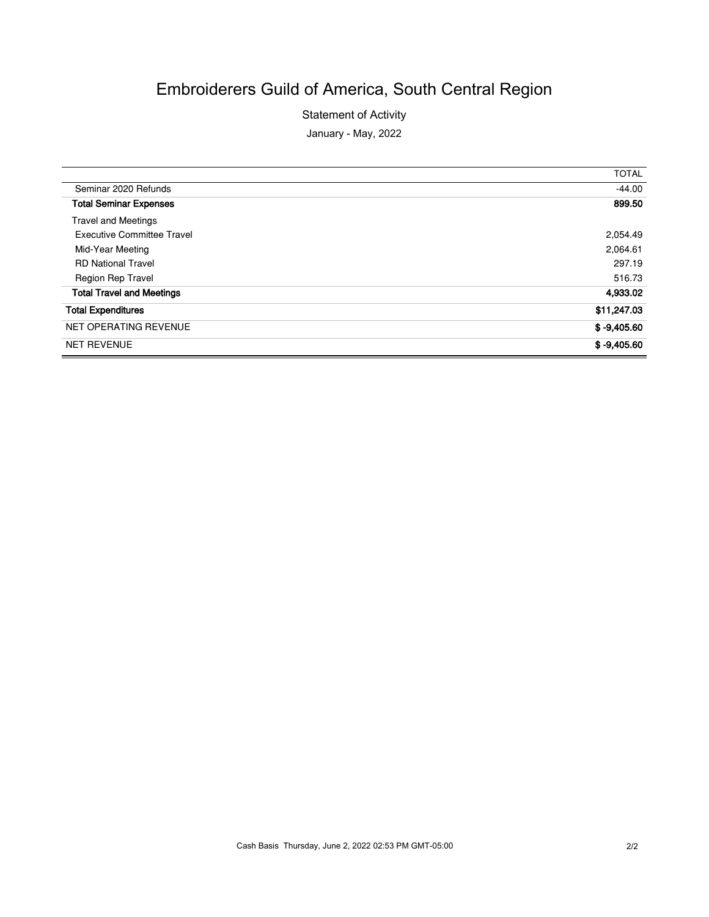# Embroiderers Guild of America, South Central Region

Statement of Activity

January - May, 2022

| | TOTAL |
|---|---|
| Seminar 2020 Refunds | -44.00 |
| **Total Seminar Expenses** | **899.50** |
| Travel and Meetings | |
| Executive Committee Travel | 2,054.49 |
| Mid-Year Meeting | 2,064.61 |
| RD National Travel | 297.19 |
| Region Rep Travel | 516.73 |
| **Total Travel and Meetings** | **4,933.02** |
| **Total Expenditures** | **$11,247.03** |
| NET OPERATING REVENUE | **$ -9,405.60** |
| NET REVENUE | **$ -9,405.60** |

Cash Basis Thursday, June 2, 2022 02:53 PM GMT-05:00